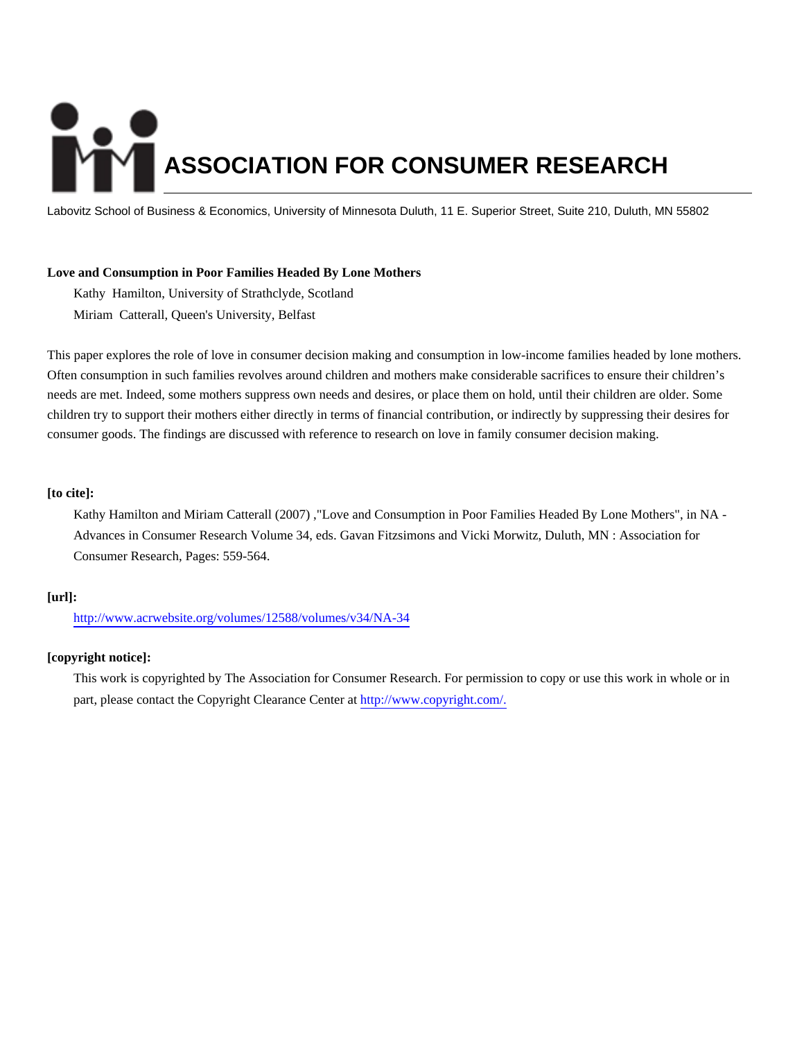# ASSOCIATION FOR CONSUMER RESEARCH

Labovitz School of Business & Economics, University of Minnesota Duluth, 11 E. Superior Street, Suite 210, Duluth, MN 55802

**Love and Consumption in Poor Families Headed By Lone Mothers**

Kathy Hamilton, University of Strathclyde, Scotland

Miriam Catterall, Queen's University, Belfast

This paper explores the role of love in consumer decision making and consumption in low-income families headed by lone mothers. Often consumption in such families revolves around children and mothers make considerable sacrifices to ensure their children's needs are met. Indeed, some mothers suppress own needs and desires, or place them on hold, until their children are older. Some children try to support their mothers either directly in terms of financial contribution, or indirectly by suppressing their desires for consumer goods. The findings are discussed with reference to research on love in family consumer decision making.

**[to cite]:**

Kathy Hamilton and Miriam Catterall (2007) ,"Love and Consumption in Poor Families Headed By Lone Mothers", in NA - Advances in Consumer Research Volume 34, eds. Gavan Fitzsimons and Vicki Morwitz, Duluth, MN : Association for Consumer Research, Pages: 559-564.

**[url]:**

http://www.acrwebsite.org/volumes/12588/volumes/v34/NA-34

**[copyright notice]:**

This work is copyrighted by The Association for Consumer Research. For permission to copy or use this work in whole or in part, please contact the Copyright Clearance Center at http://www.copyright.com/.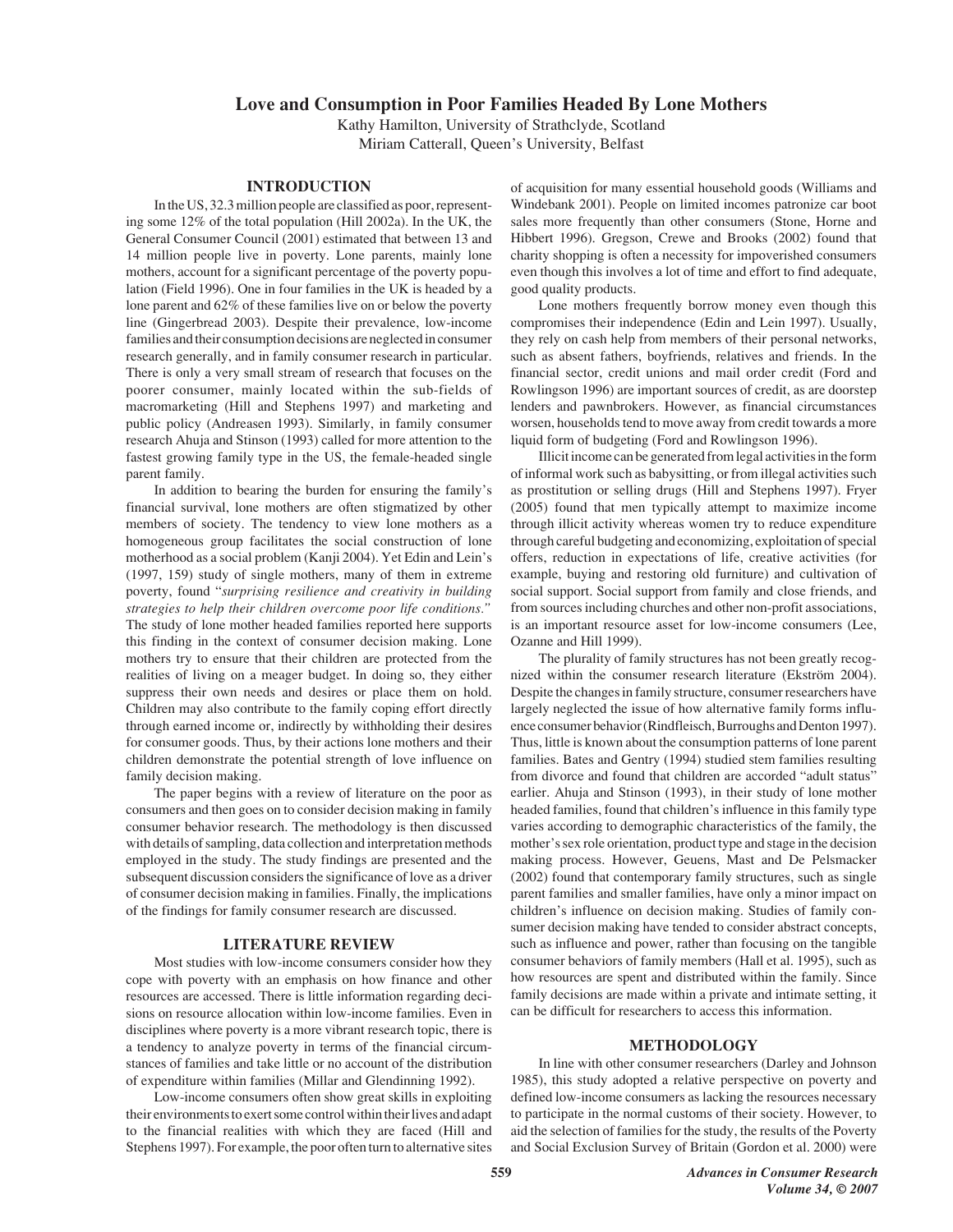# Love and Consumption in Poor Families Headed By Lone Mothers

Kathy Hamilton, University of Strathclyde, Scotland
Miriam Catterall, Queen's University, Belfast

## INTRODUCTION

In the US, 32.3 million people are classified as poor, representing some 12% of the total population (Hill 2002a). In the UK, the General Consumer Council (2001) estimated that between 13 and 14 million people live in poverty. Lone parents, mainly lone mothers, account for a significant percentage of the poverty population (Field 1996). One in four families in the UK is headed by a lone parent and 62% of these families live on or below the poverty line (Gingerbread 2003). Despite their prevalence, low-income families and their consumption decisions are neglected in consumer research generally, and in family consumer research in particular. There is only a very small stream of research that focuses on the poorer consumer, mainly located within the sub-fields of macromarketing (Hill and Stephens 1997) and marketing and public policy (Andreasen 1993). Similarly, in family consumer research Ahuja and Stinson (1993) called for more attention to the fastest growing family type in the US, the female-headed single parent family.

In addition to bearing the burden for ensuring the family's financial survival, lone mothers are often stigmatized by other members of society. The tendency to view lone mothers as a homogeneous group facilitates the social construction of lone motherhood as a social problem (Kanji 2004). Yet Edin and Lein's (1997, 159) study of single mothers, many of them in extreme poverty, found "*surprising resilience and creativity in building strategies to help their children overcome poor life conditions.*" The study of lone mother headed families reported here supports this finding in the context of consumer decision making. Lone mothers try to ensure that their children are protected from the realities of living on a meager budget. In doing so, they either suppress their own needs and desires or place them on hold. Children may also contribute to the family coping effort directly through earned income or, indirectly by withholding their desires for consumer goods. Thus, by their actions lone mothers and their children demonstrate the potential strength of love influence on family decision making.

The paper begins with a review of literature on the poor as consumers and then goes on to consider decision making in family consumer behavior research. The methodology is then discussed with details of sampling, data collection and interpretation methods employed in the study. The study findings are presented and the subsequent discussion considers the significance of love as a driver of consumer decision making in families. Finally, the implications of the findings for family consumer research are discussed.

## LITERATURE REVIEW

Most studies with low-income consumers consider how they cope with poverty with an emphasis on how finance and other resources are accessed. There is little information regarding decisions on resource allocation within low-income families. Even in disciplines where poverty is a more vibrant research topic, there is a tendency to analyze poverty in terms of the financial circumstances of families and take little or no account of the distribution of expenditure within families (Millar and Glendinning 1992).

Low-income consumers often show great skills in exploiting their environments to exert some control within their lives and adapt to the financial realities with which they are faced (Hill and Stephens 1997). For example, the poor often turn to alternative sites of acquisition for many essential household goods (Williams and Windebank 2001). People on limited incomes patronize car boot sales more frequently than other consumers (Stone, Horne and Hibbert 1996). Gregson, Crewe and Brooks (2002) found that charity shopping is often a necessity for impoverished consumers even though this involves a lot of time and effort to find adequate, good quality products.

Lone mothers frequently borrow money even though this compromises their independence (Edin and Lein 1997). Usually, they rely on cash help from members of their personal networks, such as absent fathers, boyfriends, relatives and friends. In the financial sector, credit unions and mail order credit (Ford and Rowlingson 1996) are important sources of credit, as are doorstep lenders and pawnbrokers. However, as financial circumstances worsen, households tend to move away from credit towards a more liquid form of budgeting (Ford and Rowlingson 1996).

Illicit income can be generated from legal activities in the form of informal work such as babysitting, or from illegal activities such as prostitution or selling drugs (Hill and Stephens 1997). Fryer (2005) found that men typically attempt to maximize income through illicit activity whereas women try to reduce expenditure through careful budgeting and economizing, exploitation of special offers, reduction in expectations of life, creative activities (for example, buying and restoring old furniture) and cultivation of social support. Social support from family and close friends, and from sources including churches and other non-profit associations, is an important resource asset for low-income consumers (Lee, Ozanne and Hill 1999).

The plurality of family structures has not been greatly recognized within the consumer research literature (Ekström 2004). Despite the changes in family structure, consumer researchers have largely neglected the issue of how alternative family forms influence consumer behavior (Rindfleisch, Burroughs and Denton 1997). Thus, little is known about the consumption patterns of lone parent families. Bates and Gentry (1994) studied stem families resulting from divorce and found that children are accorded "adult status" earlier. Ahuja and Stinson (1993), in their study of lone mother headed families, found that children's influence in this family type varies according to demographic characteristics of the family, the mother's sex role orientation, product type and stage in the decision making process. However, Geuens, Mast and De Pelsmacker (2002) found that contemporary family structures, such as single parent families and smaller families, have only a minor impact on children's influence on decision making. Studies of family consumer decision making have tended to consider abstract concepts, such as influence and power, rather than focusing on the tangible consumer behaviors of family members (Hall et al. 1995), such as how resources are spent and distributed within the family. Since family decisions are made within a private and intimate setting, it can be difficult for researchers to access this information.

## METHODOLOGY

In line with other consumer researchers (Darley and Johnson 1985), this study adopted a relative perspective on poverty and defined low-income consumers as lacking the resources necessary to participate in the normal customs of their society. However, to aid the selection of families for the study, the results of the Poverty and Social Exclusion Survey of Britain (Gordon et al. 2000) were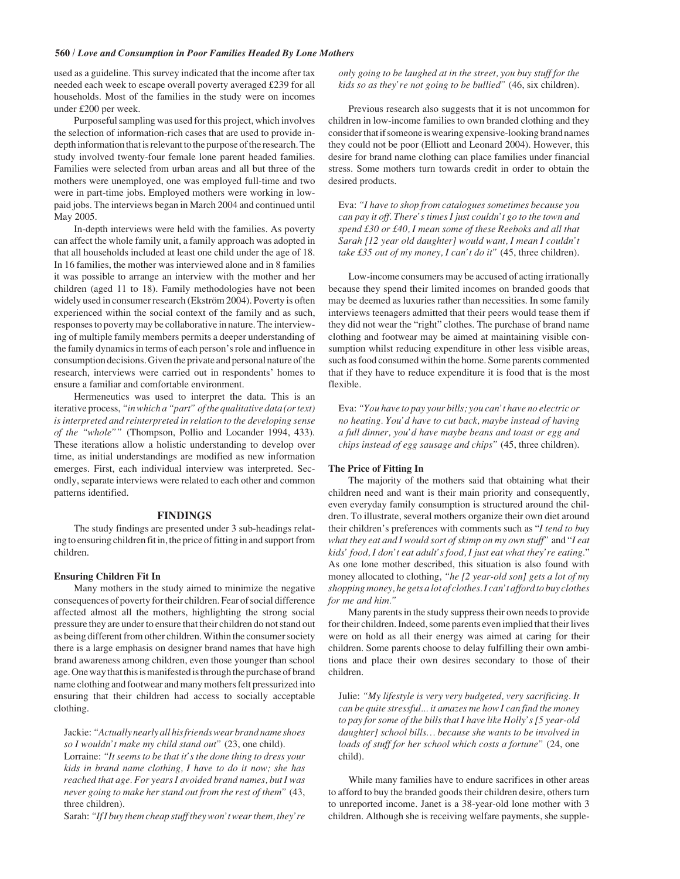used as a guideline. This survey indicated that the income after tax needed each week to escape overall poverty averaged £239 for all households. Most of the families in the study were on incomes under £200 per week.

Purposeful sampling was used for this project, which involves the selection of information-rich cases that are used to provide in-depth information that is relevant to the purpose of the research. The study involved twenty-four female lone parent headed families. Families were selected from urban areas and all but three of the mothers were unemployed, one was employed full-time and two were in part-time jobs. Employed mothers were working in low-paid jobs. The interviews began in March 2004 and continued until May 2005.

In-depth interviews were held with the families. As poverty can affect the whole family unit, a family approach was adopted in that all households included at least one child under the age of 18. In 16 families, the mother was interviewed alone and in 8 families it was possible to arrange an interview with the mother and her children (aged 11 to 18). Family methodologies have not been widely used in consumer research (Ekström 2004). Poverty is often experienced within the social context of the family and as such, responses to poverty may be collaborative in nature. The interviewing of multiple family members permits a deeper understanding of the family dynamics in terms of each person's role and influence in consumption decisions. Given the private and personal nature of the research, interviews were carried out in respondents' homes to ensure a familiar and comfortable environment.

Hermeneutics was used to interpret the data. This is an iterative process, *"in which a "part" of the qualitative data (or text) is interpreted and reinterpreted in relation to the developing sense of the "whole""* (Thompson, Pollio and Locander 1994, 433). These iterations allow a holistic understanding to develop over time, as initial understandings are modified as new information emerges. First, each individual interview was interpreted. Secondly, separate interviews were related to each other and common patterns identified.

## FINDINGS

The study findings are presented under 3 sub-headings relating to ensuring children fit in, the price of fitting in and support from children.

### Ensuring Children Fit In

Many mothers in the study aimed to minimize the negative consequences of poverty for their children. Fear of social difference affected almost all the mothers, highlighting the strong social pressure they are under to ensure that their children do not stand out as being different from other children. Within the consumer society there is a large emphasis on designer brand names that have high brand awareness among children, even those younger than school age. One way that this is manifested is through the purchase of brand name clothing and footwear and many mothers felt pressurized into ensuring that their children had access to socially acceptable clothing.

> Jackie: *"Actually nearly all his friends wear brand name shoes so I wouldn't make my child stand out"* (23, one child).
>
> Lorraine: *"It seems to be that it's the done thing to dress your kids in brand name clothing, I have to do it now; she has reached that age. For years I avoided brand names, but I was never going to make her stand out from the rest of them"* (43, three children).
>
> Sarah: *"If I buy them cheap stuff they won't wear them, they're only going to be laughed at in the street, you buy stuff for the kids so as they're not going to be bullied"* (46, six children).

Previous research also suggests that it is not uncommon for children in low-income families to own branded clothing and they consider that if someone is wearing expensive-looking brand names they could not be poor (Elliott and Leonard 2004). However, this desire for brand name clothing can place families under financial stress. Some mothers turn towards credit in order to obtain the desired products.

> Eva: *"I have to shop from catalogues sometimes because you can pay it off. There's times I just couldn't go to the town and spend £30 or £40, I mean some of these Reeboks and all that Sarah [12 year old daughter] would want, I mean I couldn't take £35 out of my money, I can't do it"* (45, three children).

Low-income consumers may be accused of acting irrationally because they spend their limited incomes on branded goods that may be deemed as luxuries rather than necessities. In some family interviews teenagers admitted that their peers would tease them if they did not wear the "right" clothes. The purchase of brand name clothing and footwear may be aimed at maintaining visible consumption whilst reducing expenditure in other less visible areas, such as food consumed within the home. Some parents commented that if they have to reduce expenditure it is food that is the most flexible.

> Eva: *"You have to pay your bills; you can't have no electric or no heating. You'd have to cut back, maybe instead of having a full dinner, you'd have maybe beans and toast or egg and chips instead of egg sausage and chips"* (45, three children).

### The Price of Fitting In

The majority of the mothers said that obtaining what their children need and want is their main priority and consequently, even everyday family consumption is structured around the children. To illustrate, several mothers organize their own diet around their children's preferences with comments such as "*I tend to buy what they eat and I would sort of skimp on my own stuff*" and "*I eat kids' food, I don't eat adult's food, I just eat what they're eating*." As one lone mother described, this situation is also found with money allocated to clothing, *"he [2 year-old son] gets a lot of my shopping money, he gets a lot of clothes. I can't afford to buy clothes for me and him."*

Many parents in the study suppress their own needs to provide for their children. Indeed, some parents even implied that their lives were on hold as all their energy was aimed at caring for their children. Some parents choose to delay fulfilling their own ambitions and place their own desires secondary to those of their children.

> Julie: *"My lifestyle is very very budgeted, very sacrificing. It can be quite stressful... it amazes me how I can find the money to pay for some of the bills that I have like Holly's [5 year-old daughter] school bills… because she wants to be involved in loads of stuff for her school which costs a fortune"* (24, one child).

While many families have to endure sacrifices in other areas to afford to buy the branded goods their children desire, others turn to unreported income. Janet is a 38-year-old lone mother with 3 children. Although she is receiving welfare payments, she supple-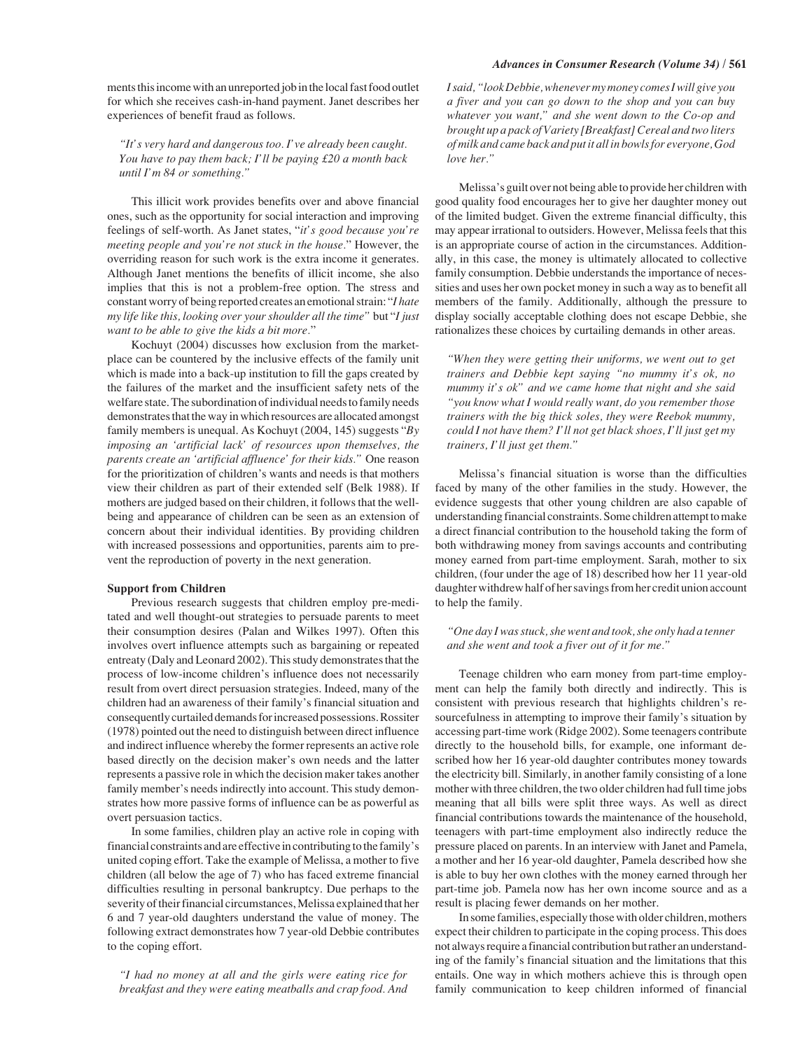ments this income with an unreported job in the local fast food outlet for which she receives cash-in-hand payment. Janet describes her experiences of benefit fraud as follows.

> *"It's very hard and dangerous too. I've already been caught. You have to pay them back; I'll be paying £20 a month back until I'm 84 or something."*

This illicit work provides benefits over and above financial ones, such as the opportunity for social interaction and improving feelings of self-worth. As Janet states, "*it's good because you're meeting people and you're not stuck in the house*." However, the overriding reason for such work is the extra income it generates. Although Janet mentions the benefits of illicit income, she also implies that this is not a problem-free option. The stress and constant worry of being reported creates an emotional strain: "*I hate my life like this, looking over your shoulder all the time*" but "*I just want to be able to give the kids a bit more*."

Kochuyt (2004) discusses how exclusion from the marketplace can be countered by the inclusive effects of the family unit which is made into a back-up institution to fill the gaps created by the failures of the market and the insufficient safety nets of the welfare state. The subordination of individual needs to family needs demonstrates that the way in which resources are allocated amongst family members is unequal. As Kochuyt (2004, 145) suggests "*By imposing an 'artificial lack' of resources upon themselves, the parents create an 'artificial affluence' for their kids.*" One reason for the prioritization of children's wants and needs is that mothers view their children as part of their extended self (Belk 1988). If mothers are judged based on their children, it follows that the well-being and appearance of children can be seen as an extension of concern about their individual identities. By providing children with increased possessions and opportunities, parents aim to prevent the reproduction of poverty in the next generation.

### Support from Children

Previous research suggests that children employ pre-meditated and well thought-out strategies to persuade parents to meet their consumption desires (Palan and Wilkes 1997). Often this involves overt influence attempts such as bargaining or repeated entreaty (Daly and Leonard 2002). This study demonstrates that the process of low-income children's influence does not necessarily result from overt direct persuasion strategies. Indeed, many of the children had an awareness of their family's financial situation and consequently curtailed demands for increased possessions. Rossiter (1978) pointed out the need to distinguish between direct influence and indirect influence whereby the former represents an active role based directly on the decision maker's own needs and the latter represents a passive role in which the decision maker takes another family member's needs indirectly into account. This study demonstrates how more passive forms of influence can be as powerful as overt persuasion tactics.

In some families, children play an active role in coping with financial constraints and are effective in contributing to the family's united coping effort. Take the example of Melissa, a mother to five children (all below the age of 7) who has faced extreme financial difficulties resulting in personal bankruptcy. Due perhaps to the severity of their financial circumstances, Melissa explained that her 6 and 7 year-old daughters understand the value of money. The following extract demonstrates how 7 year-old Debbie contributes to the coping effort.

> *"I had no money at all and the girls were eating rice for breakfast and they were eating meatballs and crap food. And I said, "look Debbie, whenever my money comes I will give you a fiver and you can go down to the shop and you can buy whatever you want," and she went down to the Co-op and brought up a pack of Variety [Breakfast] Cereal and two liters of milk and came back and put it all in bowls for everyone, God love her."*

Melissa's guilt over not being able to provide her children with good quality food encourages her to give her daughter money out of the limited budget. Given the extreme financial difficulty, this may appear irrational to outsiders. However, Melissa feels that this is an appropriate course of action in the circumstances. Additionally, in this case, the money is ultimately allocated to collective family consumption. Debbie understands the importance of necessities and uses her own pocket money in such a way as to benefit all members of the family. Additionally, although the pressure to display socially acceptable clothing does not escape Debbie, she rationalizes these choices by curtailing demands in other areas.

> *"When they were getting their uniforms, we went out to get trainers and Debbie kept saying "no mummy it's ok, no mummy it's ok" and we came home that night and she said "you know what I would really want, do you remember those trainers with the big thick soles, they were Reebok mummy, could I not have them? I'll not get black shoes, I'll just get my trainers, I'll just get them."*

Melissa's financial situation is worse than the difficulties faced by many of the other families in the study. However, the evidence suggests that other young children are also capable of understanding financial constraints. Some children attempt to make a direct financial contribution to the household taking the form of both withdrawing money from savings accounts and contributing money earned from part-time employment. Sarah, mother to six children, (four under the age of 18) described how her 11 year-old daughter withdrew half of her savings from her credit union account to help the family.

> *"One day I was stuck, she went and took, she only had a tenner and she went and took a fiver out of it for me."*

Teenage children who earn money from part-time employment can help the family both directly and indirectly. This is consistent with previous research that highlights children's resourcefulness in attempting to improve their family's situation by accessing part-time work (Ridge 2002). Some teenagers contribute directly to the household bills, for example, one informant described how her 16 year-old daughter contributes money towards the electricity bill. Similarly, in another family consisting of a lone mother with three children, the two older children had full time jobs meaning that all bills were split three ways. As well as direct financial contributions towards the maintenance of the household, teenagers with part-time employment also indirectly reduce the pressure placed on parents. In an interview with Janet and Pamela, a mother and her 16 year-old daughter, Pamela described how she is able to buy her own clothes with the money earned through her part-time job. Pamela now has her own income source and as a result is placing fewer demands on her mother.

In some families, especially those with older children, mothers expect their children to participate in the coping process. This does not always require a financial contribution but rather an understanding of the family's financial situation and the limitations that this entails. One way in which mothers achieve this is through open family communication to keep children informed of financial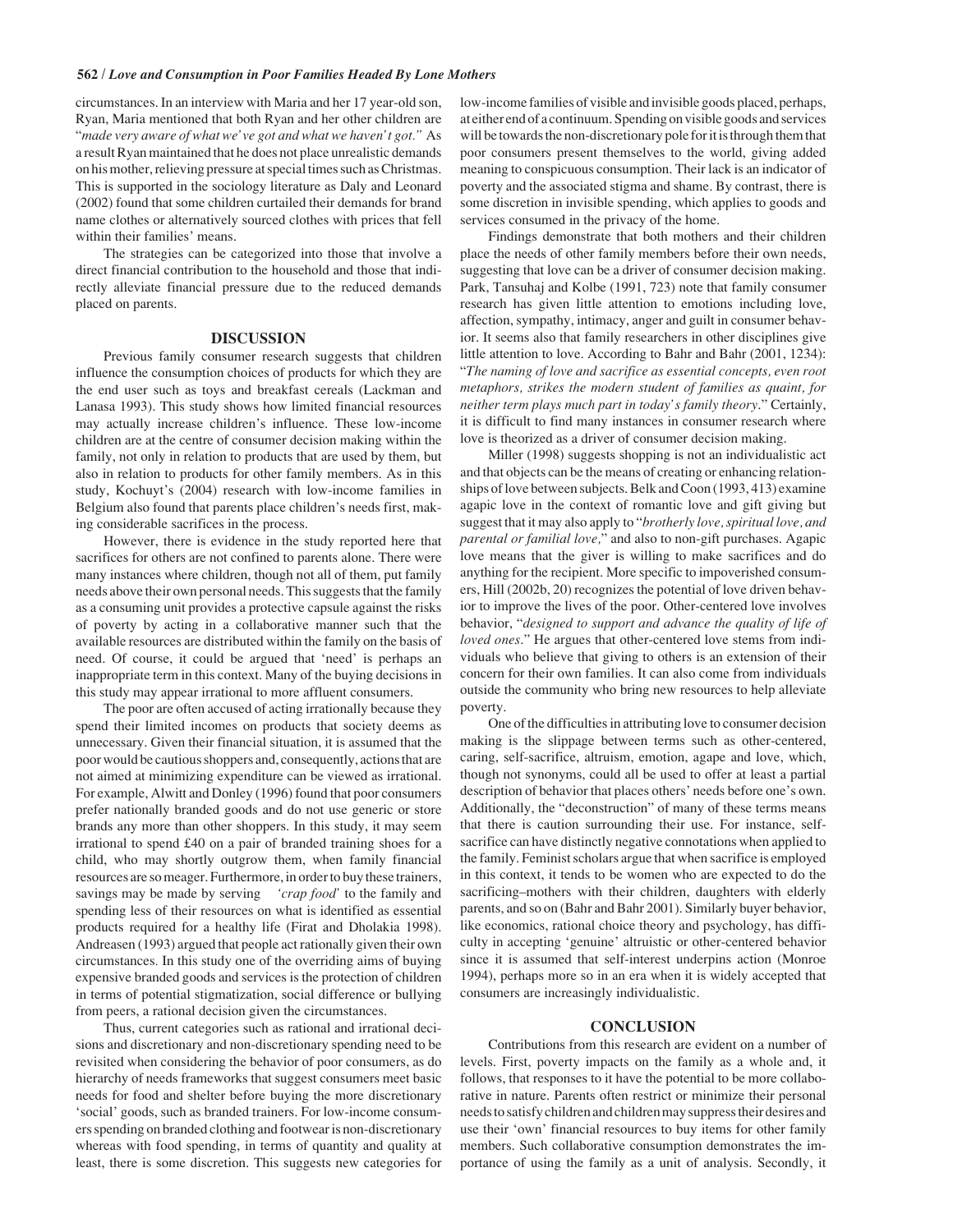circumstances. In an interview with Maria and her 17 year-old son, Ryan, Maria mentioned that both Ryan and her other children are "*made very aware of what we've got and what we haven't got.*" As a result Ryan maintained that he does not place unrealistic demands on his mother, relieving pressure at special times such as Christmas. This is supported in the sociology literature as Daly and Leonard (2002) found that some children curtailed their demands for brand name clothes or alternatively sourced clothes with prices that fell within their families' means.

The strategies can be categorized into those that involve a direct financial contribution to the household and those that indirectly alleviate financial pressure due to the reduced demands placed on parents.

## DISCUSSION

Previous family consumer research suggests that children influence the consumption choices of products for which they are the end user such as toys and breakfast cereals (Lackman and Lanasa 1993). This study shows how limited financial resources may actually increase children's influence. These low-income children are at the centre of consumer decision making within the family, not only in relation to products that are used by them, but also in relation to products for other family members. As in this study, Kochuyt's (2004) research with low-income families in Belgium also found that parents place children's needs first, making considerable sacrifices in the process.

However, there is evidence in the study reported here that sacrifices for others are not confined to parents alone. There were many instances where children, though not all of them, put family needs above their own personal needs. This suggests that the family as a consuming unit provides a protective capsule against the risks of poverty by acting in a collaborative manner such that the available resources are distributed within the family on the basis of need. Of course, it could be argued that 'need' is perhaps an inappropriate term in this context. Many of the buying decisions in this study may appear irrational to more affluent consumers.

The poor are often accused of acting irrationally because they spend their limited incomes on products that society deems as unnecessary. Given their financial situation, it is assumed that the poor would be cautious shoppers and, consequently, actions that are not aimed at minimizing expenditure can be viewed as irrational. For example, Alwitt and Donley (1996) found that poor consumers prefer nationally branded goods and do not use generic or store brands any more than other shoppers. In this study, it may seem irrational to spend £40 on a pair of branded training shoes for a child, who may shortly outgrow them, when family financial resources are so meager. Furthermore, in order to buy these trainers, savings may be made by serving *'crap food'* to the family and spending less of their resources on what is identified as essential products required for a healthy life (Firat and Dholakia 1998). Andreasen (1993) argued that people act rationally given their own circumstances. In this study one of the overriding aims of buying expensive branded goods and services is the protection of children in terms of potential stigmatization, social difference or bullying from peers, a rational decision given the circumstances.

Thus, current categories such as rational and irrational decisions and discretionary and non-discretionary spending need to be revisited when considering the behavior of poor consumers, as do hierarchy of needs frameworks that suggest consumers meet basic needs for food and shelter before buying the more discretionary 'social' goods, such as branded trainers. For low-income consumers spending on branded clothing and footwear is non-discretionary whereas with food spending, in terms of quantity and quality at least, there is some discretion. This suggests new categories for low-income families of visible and invisible goods placed, perhaps, at either end of a continuum. Spending on visible goods and services will be towards the non-discretionary pole for it is through them that poor consumers present themselves to the world, giving added meaning to conspicuous consumption. Their lack is an indicator of poverty and the associated stigma and shame. By contrast, there is some discretion in invisible spending, which applies to goods and services consumed in the privacy of the home.

Findings demonstrate that both mothers and their children place the needs of other family members before their own needs, suggesting that love can be a driver of consumer decision making. Park, Tansuhaj and Kolbe (1991, 723) note that family consumer research has given little attention to emotions including love, affection, sympathy, intimacy, anger and guilt in consumer behavior. It seems also that family researchers in other disciplines give little attention to love. According to Bahr and Bahr (2001, 1234): "*The naming of love and sacrifice as essential concepts, even root metaphors, strikes the modern student of families as quaint, for neither term plays much part in today's family theory*." Certainly, it is difficult to find many instances in consumer research where love is theorized as a driver of consumer decision making.

Miller (1998) suggests shopping is not an individualistic act and that objects can be the means of creating or enhancing relationships of love between subjects. Belk and Coon (1993, 413) examine agapic love in the context of romantic love and gift giving but suggest that it may also apply to "*brotherly love, spiritual love, and parental or familial love,*" and also to non-gift purchases. Agapic love means that the giver is willing to make sacrifices and do anything for the recipient. More specific to impoverished consumers, Hill (2002b, 20) recognizes the potential of love driven behavior to improve the lives of the poor. Other-centered love involves behavior, "*designed to support and advance the quality of life of loved ones*." He argues that other-centered love stems from individuals who believe that giving to others is an extension of their concern for their own families. It can also come from individuals outside the community who bring new resources to help alleviate poverty.

One of the difficulties in attributing love to consumer decision making is the slippage between terms such as other-centered, caring, self-sacrifice, altruism, emotion, agape and love, which, though not synonyms, could all be used to offer at least a partial description of behavior that places others' needs before one's own. Additionally, the "deconstruction" of many of these terms means that there is caution surrounding their use. For instance, self-sacrifice can have distinctly negative connotations when applied to the family. Feminist scholars argue that when sacrifice is employed in this context, it tends to be women who are expected to do the sacrificing–mothers with their children, daughters with elderly parents, and so on (Bahr and Bahr 2001). Similarly buyer behavior, like economics, rational choice theory and psychology, has difficulty in accepting 'genuine' altruistic or other-centered behavior since it is assumed that self-interest underpins action (Monroe 1994), perhaps more so in an era when it is widely accepted that consumers are increasingly individualistic.

## CONCLUSION

Contributions from this research are evident on a number of levels. First, poverty impacts on the family as a whole and, it follows, that responses to it have the potential to be more collaborative in nature. Parents often restrict or minimize their personal needs to satisfy children and children may suppress their desires and use their 'own' financial resources to buy items for other family members. Such collaborative consumption demonstrates the importance of using the family as a unit of analysis. Secondly, it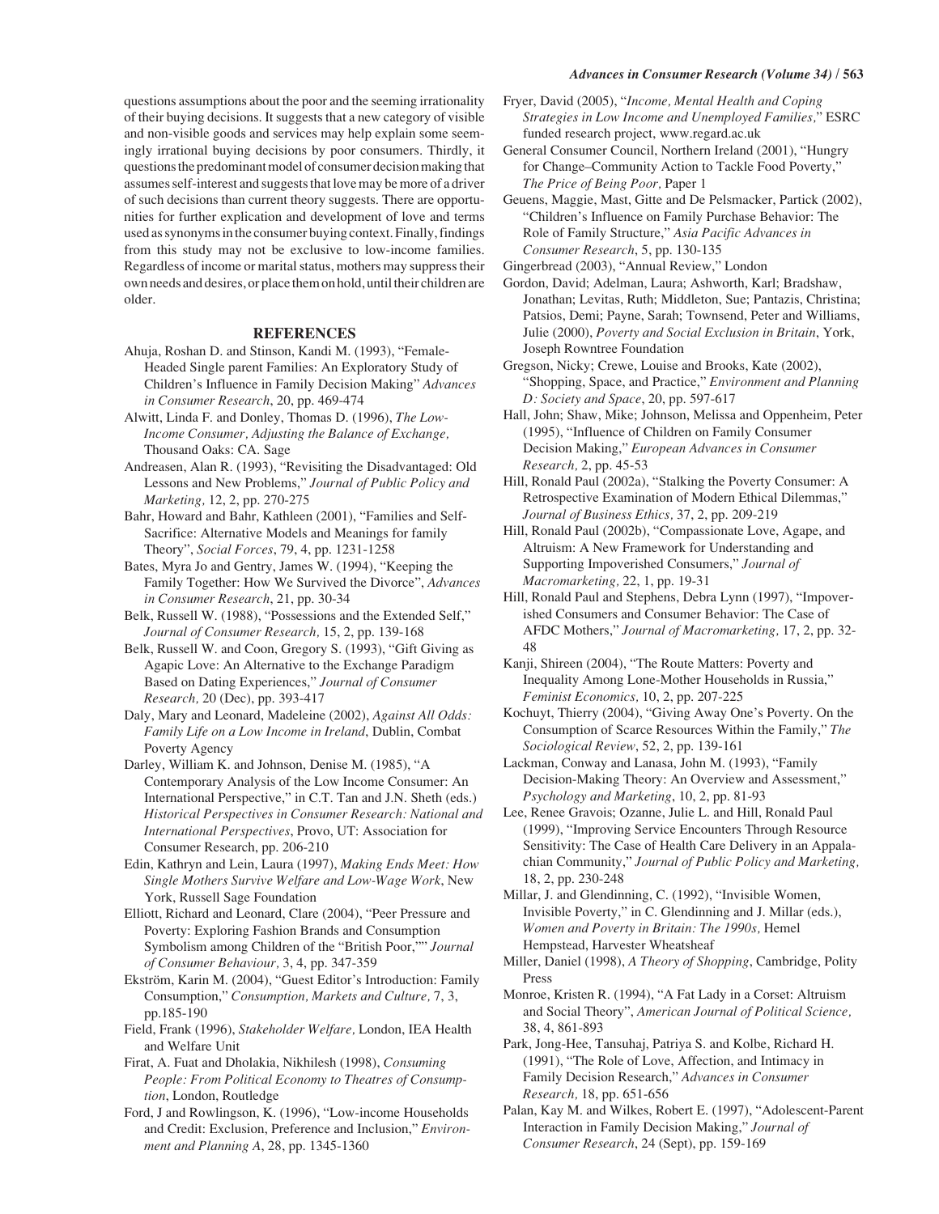questions assumptions about the poor and the seeming irrationality of their buying decisions. It suggests that a new category of visible and non-visible goods and services may help explain some seemingly irrational buying decisions by poor consumers. Thirdly, it questions the predominant model of consumer decision making that assumes self-interest and suggests that love may be more of a driver of such decisions than current theory suggests. There are opportunities for further explication and development of love and terms used as synonyms in the consumer buying context. Finally, findings from this study may not be exclusive to low-income families. Regardless of income or marital status, mothers may suppress their own needs and desires, or place them on hold, until their children are older.

## REFERENCES

Ahuja, Roshan D. and Stinson, Kandi M. (1993), "Female-Headed Single parent Families: An Exploratory Study of Children's Influence in Family Decision Making" *Advances in Consumer Research*, 20, pp. 469-474

Alwitt, Linda F. and Donley, Thomas D. (1996), *The Low-Income Consumer, Adjusting the Balance of Exchange,* Thousand Oaks: CA. Sage

Andreasen, Alan R. (1993), "Revisiting the Disadvantaged: Old Lessons and New Problems," *Journal of Public Policy and Marketing,* 12, 2, pp. 270-275

Bahr, Howard and Bahr, Kathleen (2001), "Families and Self-Sacrifice: Alternative Models and Meanings for family Theory", *Social Forces*, 79, 4, pp. 1231-1258

Bates, Myra Jo and Gentry, James W. (1994), "Keeping the Family Together: How We Survived the Divorce", *Advances in Consumer Research*, 21, pp. 30-34

Belk, Russell W. (1988), "Possessions and the Extended Self," *Journal of Consumer Research,* 15, 2, pp. 139-168

Belk, Russell W. and Coon, Gregory S. (1993), "Gift Giving as Agapic Love: An Alternative to the Exchange Paradigm Based on Dating Experiences," *Journal of Consumer Research,* 20 (Dec), pp. 393-417

Daly, Mary and Leonard, Madeleine (2002), *Against All Odds: Family Life on a Low Income in Ireland*, Dublin, Combat Poverty Agency

Darley, William K. and Johnson, Denise M. (1985), "A Contemporary Analysis of the Low Income Consumer: An International Perspective," in C.T. Tan and J.N. Sheth (eds.) *Historical Perspectives in Consumer Research: National and International Perspectives*, Provo, UT: Association for Consumer Research, pp. 206-210

Edin, Kathryn and Lein, Laura (1997), *Making Ends Meet: How Single Mothers Survive Welfare and Low-Wage Work*, New York, Russell Sage Foundation

Elliott, Richard and Leonard, Clare (2004), "Peer Pressure and Poverty: Exploring Fashion Brands and Consumption Symbolism among Children of the "British Poor,"" *Journal of Consumer Behaviour,* 3, 4, pp. 347-359

Ekström, Karin M. (2004), "Guest Editor's Introduction: Family Consumption," *Consumption, Markets and Culture,* 7, 3, pp.185-190

Field, Frank (1996), *Stakeholder Welfare,* London, IEA Health and Welfare Unit

Firat, A. Fuat and Dholakia, Nikhilesh (1998), *Consuming People: From Political Economy to Theatres of Consumption*, London, Routledge

Ford, J and Rowlingson, K. (1996), "Low-income Households and Credit: Exclusion, Preference and Inclusion," *Environment and Planning A*, 28, pp. 1345-1360

Fryer, David (2005), "*Income, Mental Health and Coping Strategies in Low Income and Unemployed Families,*" ESRC funded research project, www.regard.ac.uk

General Consumer Council, Northern Ireland (2001), "Hungry for Change–Community Action to Tackle Food Poverty," *The Price of Being Poor,* Paper 1

Geuens, Maggie, Mast, Gitte and De Pelsmacker, Partick (2002), "Children's Influence on Family Purchase Behavior: The Role of Family Structure," *Asia Pacific Advances in Consumer Research*, 5, pp. 130-135

Gingerbread (2003), "Annual Review," London

Gordon, David; Adelman, Laura; Ashworth, Karl; Bradshaw, Jonathan; Levitas, Ruth; Middleton, Sue; Pantazis, Christina; Patsios, Demi; Payne, Sarah; Townsend, Peter and Williams, Julie (2000), *Poverty and Social Exclusion in Britain*, York, Joseph Rowntree Foundation

Gregson, Nicky; Crewe, Louise and Brooks, Kate (2002), "Shopping, Space, and Practice," *Environment and Planning D: Society and Space*, 20, pp. 597-617

Hall, John; Shaw, Mike; Johnson, Melissa and Oppenheim, Peter (1995), "Influence of Children on Family Consumer Decision Making," *European Advances in Consumer Research,* 2, pp. 45-53

Hill, Ronald Paul (2002a), "Stalking the Poverty Consumer: A Retrospective Examination of Modern Ethical Dilemmas," *Journal of Business Ethics,* 37, 2, pp. 209-219

Hill, Ronald Paul (2002b), "Compassionate Love, Agape, and Altruism: A New Framework for Understanding and Supporting Impoverished Consumers," *Journal of Macromarketing,* 22, 1, pp. 19-31

Hill, Ronald Paul and Stephens, Debra Lynn (1997), "Impoverished Consumers and Consumer Behavior: The Case of AFDC Mothers," *Journal of Macromarketing,* 17, 2, pp. 32-48

Kanji, Shireen (2004), "The Route Matters: Poverty and Inequality Among Lone-Mother Households in Russia," *Feminist Economics,* 10, 2, pp. 207-225

Kochuyt, Thierry (2004), "Giving Away One's Poverty. On the Consumption of Scarce Resources Within the Family," *The Sociological Review*, 52, 2, pp. 139-161

Lackman, Conway and Lanasa, John M. (1993), "Family Decision-Making Theory: An Overview and Assessment," *Psychology and Marketing*, 10, 2, pp. 81-93

Lee, Renee Gravois; Ozanne, Julie L. and Hill, Ronald Paul (1999), "Improving Service Encounters Through Resource Sensitivity: The Case of Health Care Delivery in an Appalachian Community," *Journal of Public Policy and Marketing,* 18, 2, pp. 230-248

Millar, J. and Glendinning, C. (1992), "Invisible Women, Invisible Poverty," in C. Glendinning and J. Millar (eds.), *Women and Poverty in Britain: The 1990s,* Hemel Hempstead, Harvester Wheatsheaf

Miller, Daniel (1998), *A Theory of Shopping*, Cambridge, Polity Press

Monroe, Kristen R. (1994), "A Fat Lady in a Corset: Altruism and Social Theory", *American Journal of Political Science,* 38, 4, 861-893

Park, Jong-Hee, Tansuhaj, Patriya S. and Kolbe, Richard H. (1991), "The Role of Love, Affection, and Intimacy in Family Decision Research," *Advances in Consumer Research,* 18, pp. 651-656

Palan, Kay M. and Wilkes, Robert E. (1997), "Adolescent-Parent Interaction in Family Decision Making," *Journal of Consumer Research*, 24 (Sept), pp. 159-169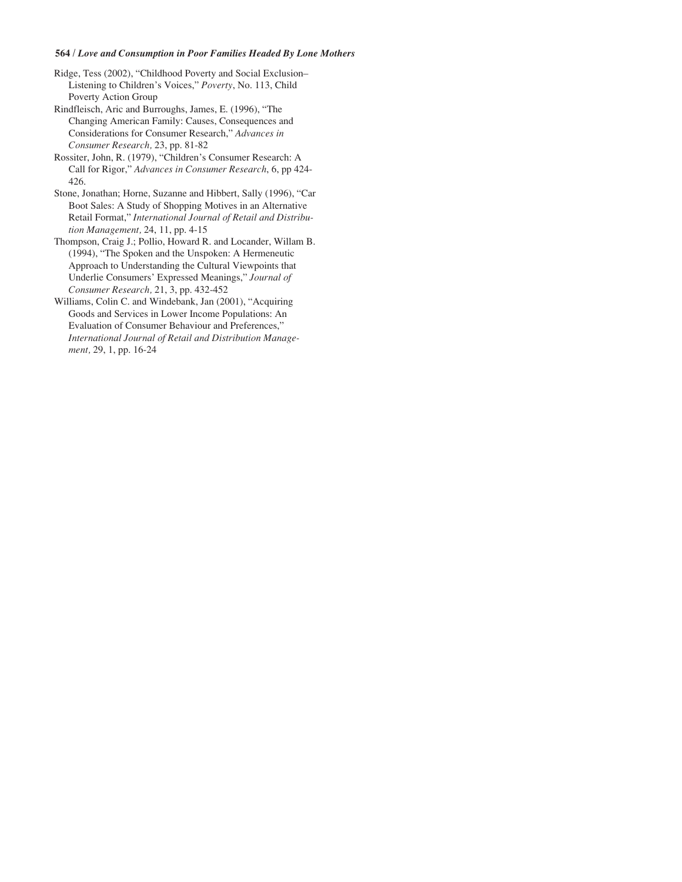Ridge, Tess (2002), "Childhood Poverty and Social Exclusion– Listening to Children's Voices," *Poverty*, No. 113, Child Poverty Action Group

Rindfleisch, Aric and Burroughs, James, E. (1996), "The Changing American Family: Causes, Consequences and Considerations for Consumer Research," *Advances in Consumer Research,* 23, pp. 81-82

Rossiter, John, R. (1979), "Children's Consumer Research: A Call for Rigor," *Advances in Consumer Research*, 6, pp 424-426.

Stone, Jonathan; Horne, Suzanne and Hibbert, Sally (1996), "Car Boot Sales: A Study of Shopping Motives in an Alternative Retail Format," *International Journal of Retail and Distribution Management,* 24, 11, pp. 4-15

Thompson, Craig J.; Pollio, Howard R. and Locander, Willam B. (1994), "The Spoken and the Unspoken: A Hermeneutic Approach to Understanding the Cultural Viewpoints that Underlie Consumers' Expressed Meanings," *Journal of Consumer Research,* 21, 3, pp. 432-452

Williams, Colin C. and Windebank, Jan (2001), "Acquiring Goods and Services in Lower Income Populations: An Evaluation of Consumer Behaviour and Preferences," *International Journal of Retail and Distribution Management,* 29, 1, pp. 16-24